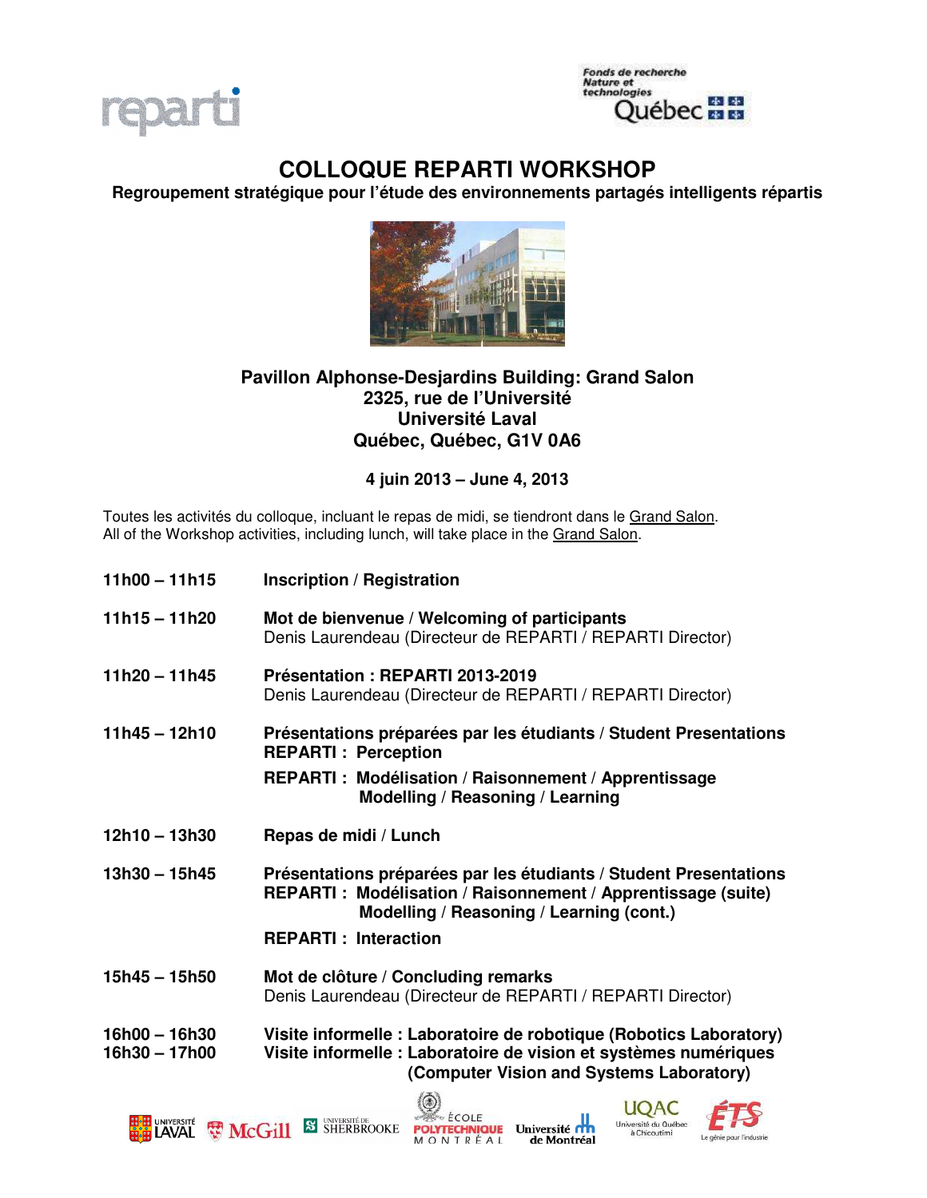# COLLOQUE REPARTI WORKSHOP

**Regroupement stratégique pour l'étude des environnements partagés intelligents répartis**

**Pavillon Alphonse-Desjardins Building: Grand Salon**
**2325, rue de l'Université**
**Université Laval**
**Québec, Québec, G1V 0A6**

**4 juin 2013 – June 4, 2013**

Toutes les activités du colloque, incluant le repas de midi, se tiendront dans le Grand Salon.
All of the Workshop activities, including lunch, will take place in the Grand Salon.

| | |
|---|---|
| **11h00 – 11h15** | **Inscription / Registration** |
| **11h15 – 11h20** | **Mot de bienvenue / Welcoming of participants**<br>Denis Laurendeau (Directeur de REPARTI / REPARTI Director) |
| **11h20 – 11h45** | **Présentation : REPARTI 2013-2019**<br>Denis Laurendeau (Directeur de REPARTI / REPARTI Director) |
| **11h45 – 12h10** | **Présentations préparées par les étudiants / Student Presentations**<br>**REPARTI : Perception**<br>**REPARTI : Modélisation / Raisonnement / Apprentissage**<br>**Modelling / Reasoning / Learning** |
| **12h10 – 13h30** | **Repas de midi / Lunch** |
| **13h30 – 15h45** | **Présentations préparées par les étudiants / Student Presentations**<br>**REPARTI : Modélisation / Raisonnement / Apprentissage (suite)**<br>**Modelling / Reasoning / Learning (cont.)**<br>**REPARTI : Interaction** |
| **15h45 – 15h50** | **Mot de clôture / Concluding remarks**<br>Denis Laurendeau (Directeur de REPARTI / REPARTI Director) |
| **16h00 – 16h30** | **Visite informelle : Laboratoire de robotique (Robotics Laboratory)** |
| **16h30 – 17h00** | **Visite informelle : Laboratoire de vision et systèmes numériques (Computer Vision and Systems Laboratory)** |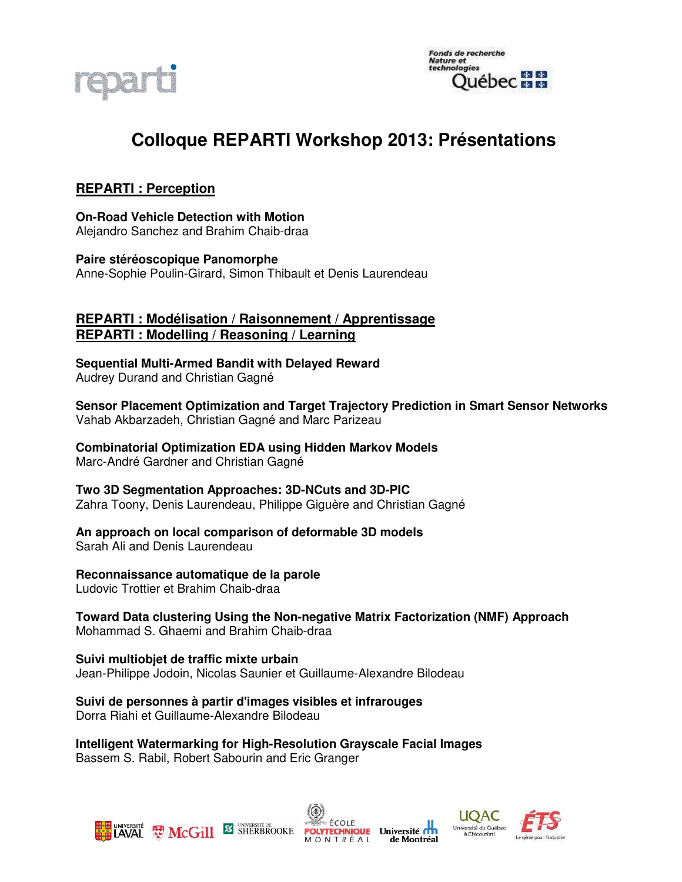# Colloque REPARTI Workshop 2013: Présentations

## REPARTI : Perception

**On-Road Vehicle Detection with Motion**
Alejandro Sanchez and Brahim Chaib-draa

**Paire stéréoscopique Panomorphe**
Anne-Sophie Poulin-Girard, Simon Thibault et Denis Laurendeau

## REPARTI : Modélisation / Raisonnement / Apprentissage
## REPARTI : Modelling / Reasoning / Learning

**Sequential Multi-Armed Bandit with Delayed Reward**
Audrey Durand and Christian Gagné

**Sensor Placement Optimization and Target Trajectory Prediction in Smart Sensor Networks**
Vahab Akbarzadeh, Christian Gagné and Marc Parizeau

**Combinatorial Optimization EDA using Hidden Markov Models**
Marc-André Gardner and Christian Gagné

**Two 3D Segmentation Approaches: 3D-NCuts and 3D-PIC**
Zahra Toony, Denis Laurendeau, Philippe Giguère and Christian Gagné

**An approach on local comparison of deformable 3D models**
Sarah Ali and Denis Laurendeau

**Reconnaissance automatique de la parole**
Ludovic Trottier et Brahim Chaib-draa

**Toward Data clustering Using the Non-negative Matrix Factorization (NMF) Approach**
Mohammad S. Ghaemi and Brahim Chaib-draa

**Suivi multiobjet de traffic mixte urbain**
Jean-Philippe Jodoin, Nicolas Saunier et Guillaume-Alexandre Bilodeau

**Suivi de personnes à partir d'images visibles et infrarouges**
Dorra Riahi et Guillaume-Alexandre Bilodeau

**Intelligent Watermarking for High-Resolution Grayscale Facial Images**
Bassem S. Rabil, Robert Sabourin and Eric Granger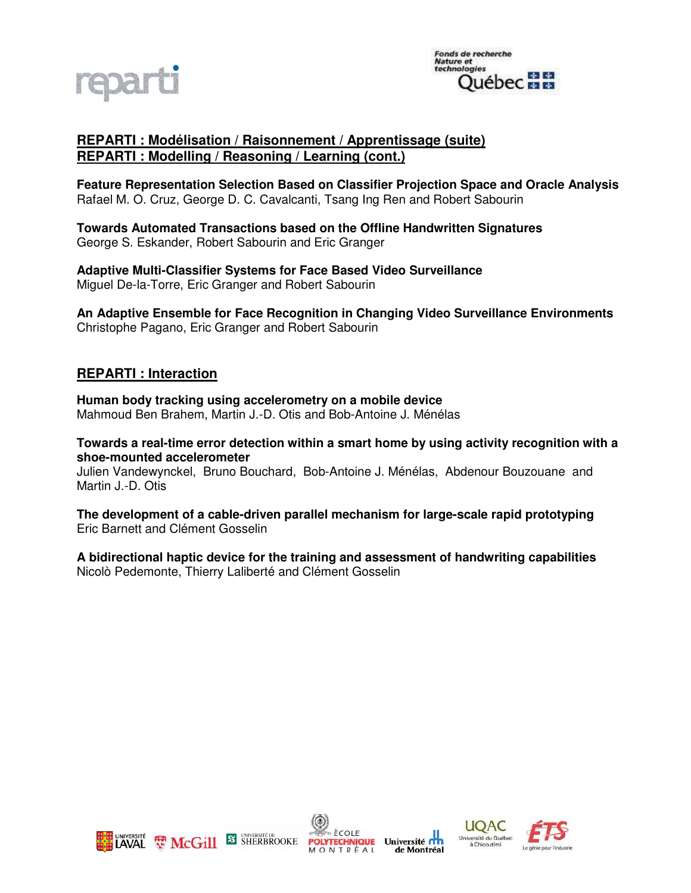## REPARTI : Modélisation / Raisonnement / Apprentissage (suite)
## REPARTI : Modelling / Reasoning / Learning (cont.)

**Feature Representation Selection Based on Classifier Projection Space and Oracle Analysis**
Rafael M. O. Cruz, George D. C. Cavalcanti, Tsang Ing Ren and Robert Sabourin

**Towards Automated Transactions based on the Offline Handwritten Signatures**
George S. Eskander, Robert Sabourin and Eric Granger

**Adaptive Multi-Classifier Systems for Face Based Video Surveillance**
Miguel De-la-Torre, Eric Granger and Robert Sabourin

**An Adaptive Ensemble for Face Recognition in Changing Video Surveillance Environments**
Christophe Pagano, Eric Granger and Robert Sabourin

## REPARTI : Interaction

**Human body tracking using accelerometry on a mobile device**
Mahmoud Ben Brahem, Martin J.-D. Otis and Bob-Antoine J. Ménélas

**Towards a real-time error detection within a smart home by using activity recognition with a shoe-mounted accelerometer**
Julien Vandewynckel, Bruno Bouchard, Bob-Antoine J. Ménélas, Abdenour Bouzouane and Martin J.-D. Otis

**The development of a cable-driven parallel mechanism for large-scale rapid prototyping**
Eric Barnett and Clément Gosselin

**A bidirectional haptic device for the training and assessment of handwriting capabilities**
Nicolò Pedemonte, Thierry Laliberté and Clément Gosselin